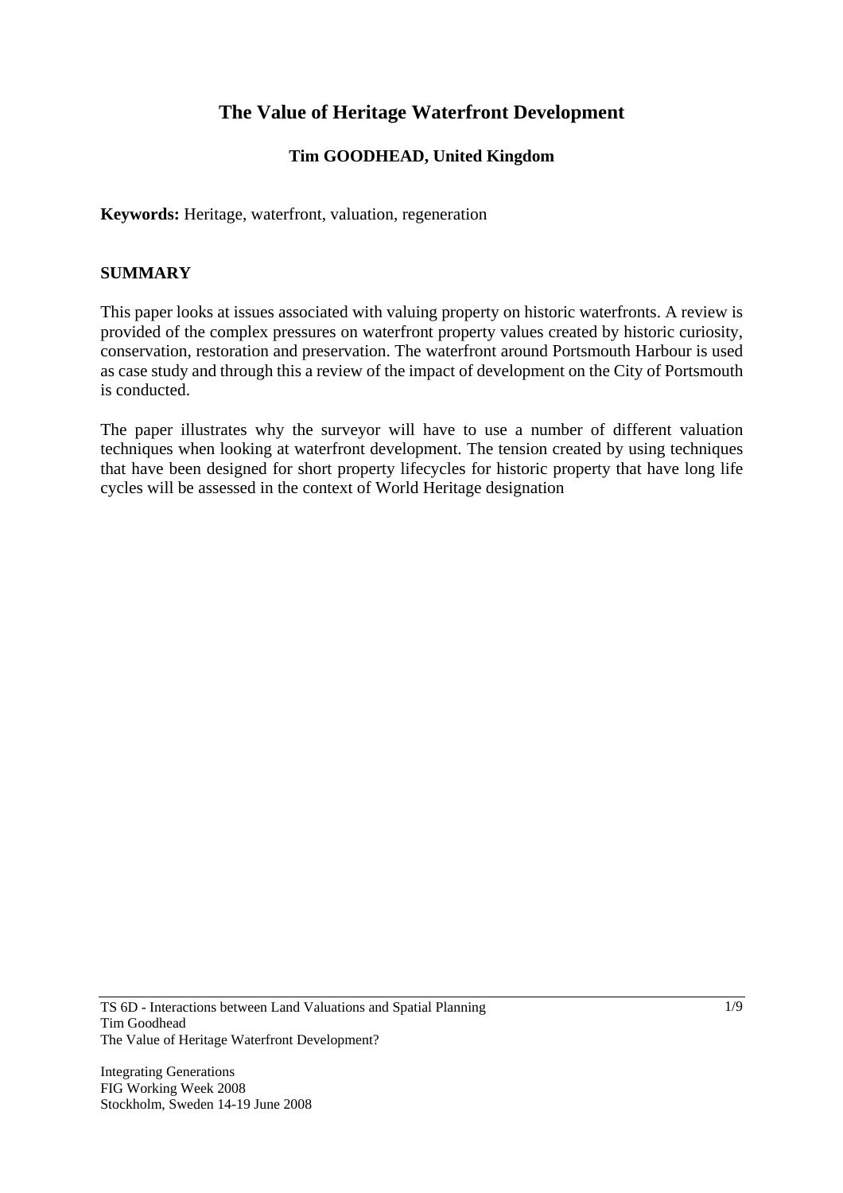# The Value of Heritage Waterfront Development

**Tim GOODHEAD, United Kingdom**

**Keywords:** Heritage, waterfront, valuation, regeneration

## SUMMARY

This paper looks at issues associated with valuing property on historic waterfronts. A review is provided of the complex pressures on waterfront property values created by historic curiosity, conservation, restoration and preservation. The waterfront around Portsmouth Harbour is used as case study and through this a review of the impact of development on the City of Portsmouth is conducted.

The paper illustrates why the surveyor will have to use a number of different valuation techniques when looking at waterfront development. The tension created by using techniques that have been designed for short property lifecycles for historic property that have long life cycles will be assessed in the context of World Heritage designation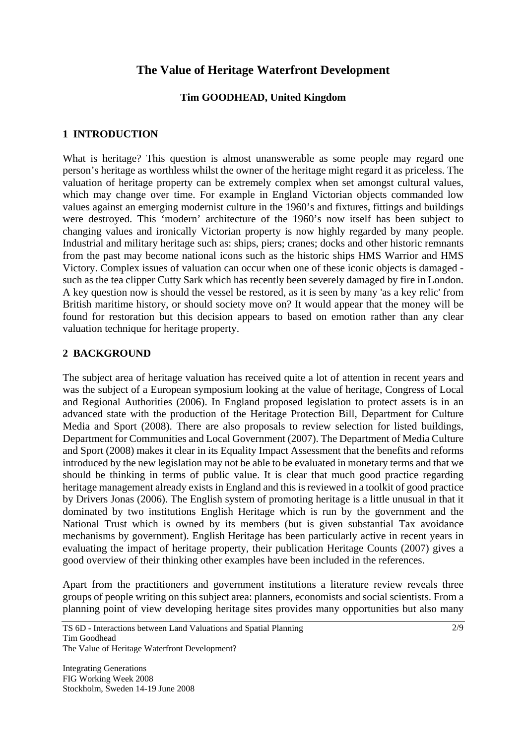# The Value of Heritage Waterfront Development

**Tim GOODHEAD, United Kingdom**

## 1 INTRODUCTION

What is heritage? This question is almost unanswerable as some people may regard one person's heritage as worthless whilst the owner of the heritage might regard it as priceless. The valuation of heritage property can be extremely complex when set amongst cultural values, which may change over time. For example in England Victorian objects commanded low values against an emerging modernist culture in the 1960's and fixtures, fittings and buildings were destroyed. This 'modern' architecture of the 1960's now itself has been subject to changing values and ironically Victorian property is now highly regarded by many people. Industrial and military heritage such as: ships, piers; cranes; docks and other historic remnants from the past may become national icons such as the historic ships HMS Warrior and HMS Victory. Complex issues of valuation can occur when one of these iconic objects is damaged - such as the tea clipper Cutty Sark which has recently been severely damaged by fire in London. A key question now is should the vessel be restored, as it is seen by many 'as a key relic' from British maritime history, or should society move on? It would appear that the money will be found for restoration but this decision appears to based on emotion rather than any clear valuation technique for heritage property.

## 2 BACKGROUND

The subject area of heritage valuation has received quite a lot of attention in recent years and was the subject of a European symposium looking at the value of heritage, Congress of Local and Regional Authorities (2006). In England proposed legislation to protect assets is in an advanced state with the production of the Heritage Protection Bill, Department for Culture Media and Sport (2008). There are also proposals to review selection for listed buildings, Department for Communities and Local Government (2007). The Department of Media Culture and Sport (2008) makes it clear in its Equality Impact Assessment that the benefits and reforms introduced by the new legislation may not be able to be evaluated in monetary terms and that we should be thinking in terms of public value. It is clear that much good practice regarding heritage management already exists in England and this is reviewed in a toolkit of good practice by Drivers Jonas (2006). The English system of promoting heritage is a little unusual in that it dominated by two institutions English Heritage which is run by the government and the National Trust which is owned by its members (but is given substantial Tax avoidance mechanisms by government). English Heritage has been particularly active in recent years in evaluating the impact of heritage property, their publication Heritage Counts (2007) gives a good overview of their thinking other examples have been included in the references.

Apart from the practitioners and government institutions a literature review reveals three groups of people writing on this subject area: planners, economists and social scientists. From a planning point of view developing heritage sites provides many opportunities but also many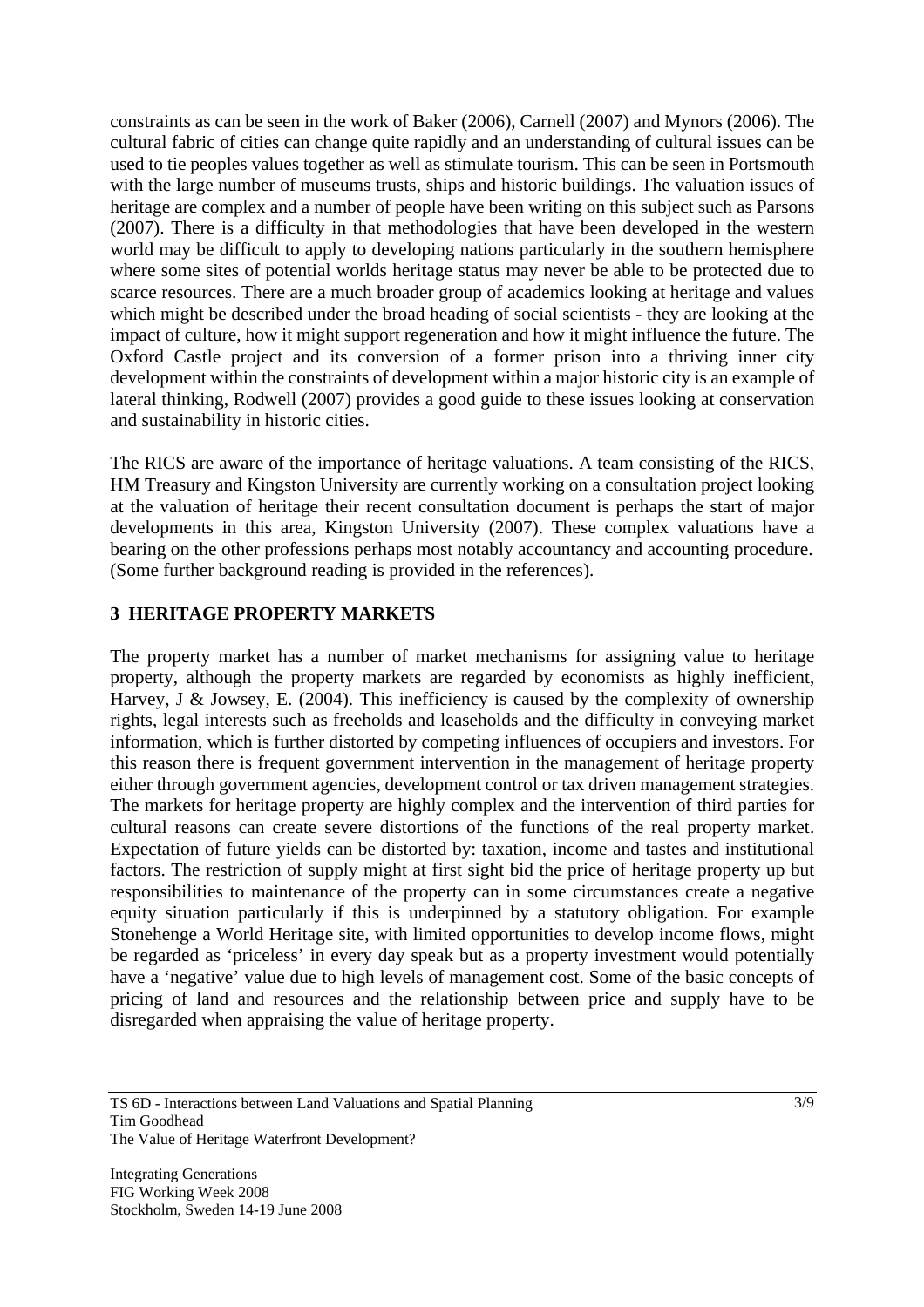constraints as can be seen in the work of Baker (2006), Carnell (2007) and Mynors (2006). The cultural fabric of cities can change quite rapidly and an understanding of cultural issues can be used to tie peoples values together as well as stimulate tourism. This can be seen in Portsmouth with the large number of museums trusts, ships and historic buildings. The valuation issues of heritage are complex and a number of people have been writing on this subject such as Parsons (2007). There is a difficulty in that methodologies that have been developed in the western world may be difficult to apply to developing nations particularly in the southern hemisphere where some sites of potential worlds heritage status may never be able to be protected due to scarce resources. There are a much broader group of academics looking at heritage and values which might be described under the broad heading of social scientists - they are looking at the impact of culture, how it might support regeneration and how it might influence the future. The Oxford Castle project and its conversion of a former prison into a thriving inner city development within the constraints of development within a major historic city is an example of lateral thinking, Rodwell (2007) provides a good guide to these issues looking at conservation and sustainability in historic cities.

The RICS are aware of the importance of heritage valuations. A team consisting of the RICS, HM Treasury and Kingston University are currently working on a consultation project looking at the valuation of heritage their recent consultation document is perhaps the start of major developments in this area, Kingston University (2007). These complex valuations have a bearing on the other professions perhaps most notably accountancy and accounting procedure. (Some further background reading is provided in the references).

## 3 HERITAGE PROPERTY MARKETS

The property market has a number of market mechanisms for assigning value to heritage property, although the property markets are regarded by economists as highly inefficient, Harvey, J & Jowsey, E. (2004). This inefficiency is caused by the complexity of ownership rights, legal interests such as freeholds and leaseholds and the difficulty in conveying market information, which is further distorted by competing influences of occupiers and investors. For this reason there is frequent government intervention in the management of heritage property either through government agencies, development control or tax driven management strategies. The markets for heritage property are highly complex and the intervention of third parties for cultural reasons can create severe distortions of the functions of the real property market. Expectation of future yields can be distorted by: taxation, income and tastes and institutional factors. The restriction of supply might at first sight bid the price of heritage property up but responsibilities to maintenance of the property can in some circumstances create a negative equity situation particularly if this is underpinned by a statutory obligation. For example Stonehenge a World Heritage site, with limited opportunities to develop income flows, might be regarded as 'priceless' in every day speak but as a property investment would potentially have a 'negative' value due to high levels of management cost. Some of the basic concepts of pricing of land and resources and the relationship between price and supply have to be disregarded when appraising the value of heritage property.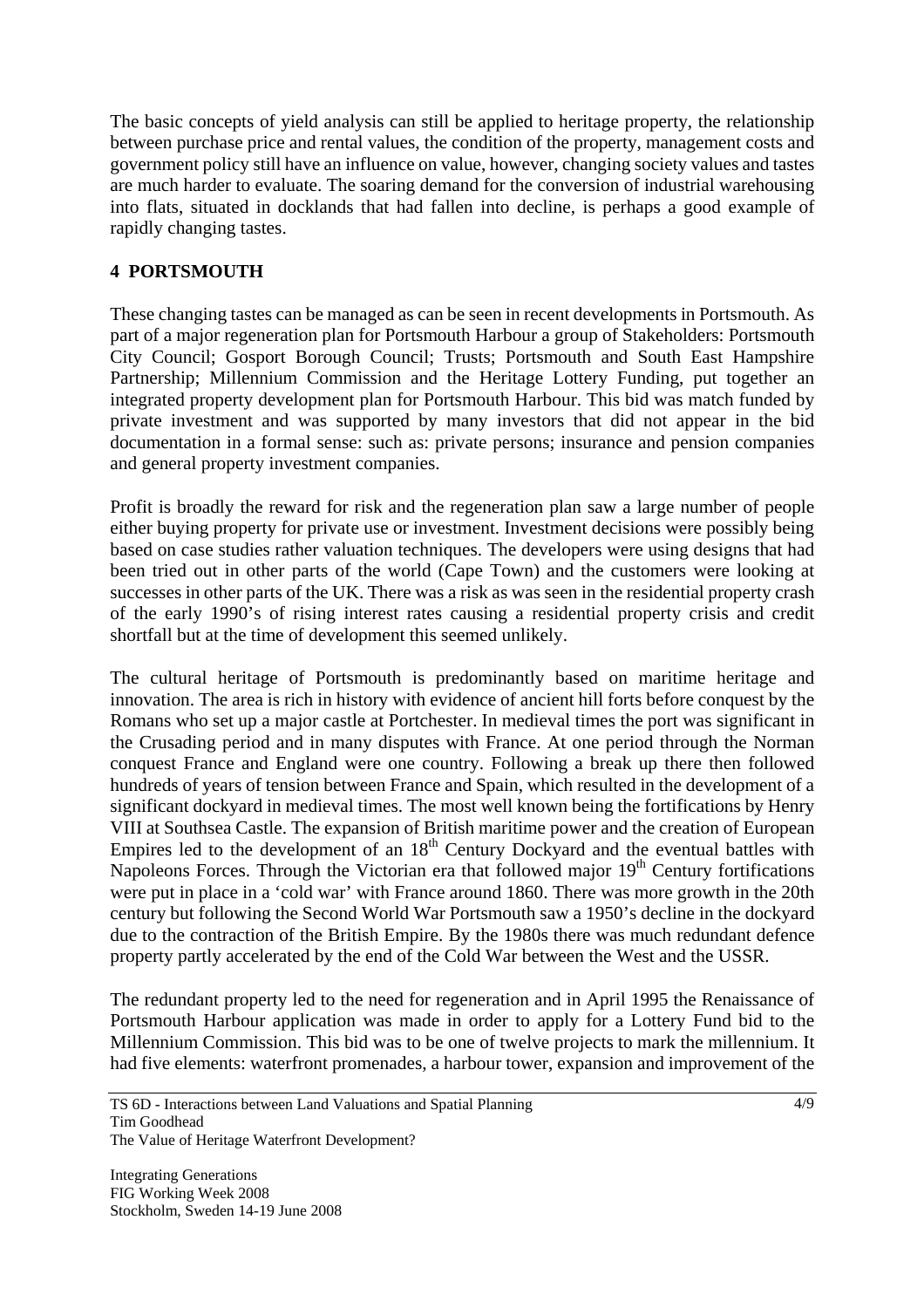The basic concepts of yield analysis can still be applied to heritage property, the relationship between purchase price and rental values, the condition of the property, management costs and government policy still have an influence on value, however, changing society values and tastes are much harder to evaluate. The soaring demand for the conversion of industrial warehousing into flats, situated in docklands that had fallen into decline, is perhaps a good example of rapidly changing tastes.

## 4 PORTSMOUTH

These changing tastes can be managed as can be seen in recent developments in Portsmouth. As part of a major regeneration plan for Portsmouth Harbour a group of Stakeholders: Portsmouth City Council; Gosport Borough Council; Trusts; Portsmouth and South East Hampshire Partnership; Millennium Commission and the Heritage Lottery Funding, put together an integrated property development plan for Portsmouth Harbour. This bid was match funded by private investment and was supported by many investors that did not appear in the bid documentation in a formal sense: such as: private persons; insurance and pension companies and general property investment companies.

Profit is broadly the reward for risk and the regeneration plan saw a large number of people either buying property for private use or investment. Investment decisions were possibly being based on case studies rather valuation techniques. The developers were using designs that had been tried out in other parts of the world (Cape Town) and the customers were looking at successes in other parts of the UK. There was a risk as was seen in the residential property crash of the early 1990's of rising interest rates causing a residential property crisis and credit shortfall but at the time of development this seemed unlikely.

The cultural heritage of Portsmouth is predominantly based on maritime heritage and innovation. The area is rich in history with evidence of ancient hill forts before conquest by the Romans who set up a major castle at Portchester. In medieval times the port was significant in the Crusading period and in many disputes with France. At one period through the Norman conquest France and England were one country. Following a break up there then followed hundreds of years of tension between France and Spain, which resulted in the development of a significant dockyard in medieval times. The most well known being the fortifications by Henry VIII at Southsea Castle. The expansion of British maritime power and the creation of European Empires led to the development of an 18th Century Dockyard and the eventual battles with Napoleons Forces. Through the Victorian era that followed major 19th Century fortifications were put in place in a 'cold war' with France around 1860. There was more growth in the 20th century but following the Second World War Portsmouth saw a 1950's decline in the dockyard due to the contraction of the British Empire. By the 1980s there was much redundant defence property partly accelerated by the end of the Cold War between the West and the USSR.

The redundant property led to the need for regeneration and in April 1995 the Renaissance of Portsmouth Harbour application was made in order to apply for a Lottery Fund bid to the Millennium Commission. This bid was to be one of twelve projects to mark the millennium. It had five elements: waterfront promenades, a harbour tower, expansion and improvement of the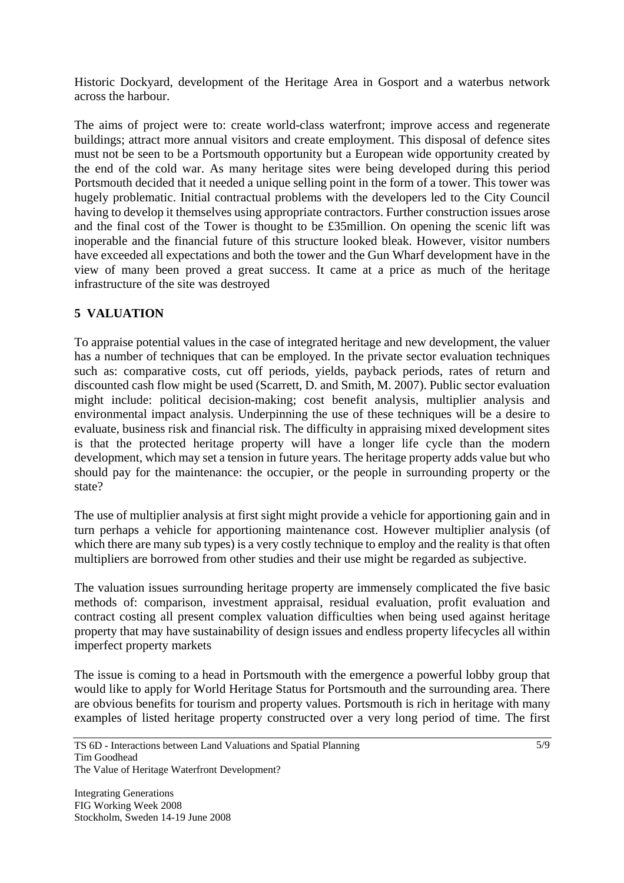Historic Dockyard, development of the Heritage Area in Gosport and a waterbus network across the harbour.

The aims of project were to: create world-class waterfront; improve access and regenerate buildings; attract more annual visitors and create employment. This disposal of defence sites must not be seen to be a Portsmouth opportunity but a European wide opportunity created by the end of the cold war. As many heritage sites were being developed during this period Portsmouth decided that it needed a unique selling point in the form of a tower. This tower was hugely problematic. Initial contractual problems with the developers led to the City Council having to develop it themselves using appropriate contractors. Further construction issues arose and the final cost of the Tower is thought to be £35million. On opening the scenic lift was inoperable and the financial future of this structure looked bleak. However, visitor numbers have exceeded all expectations and both the tower and the Gun Wharf development have in the view of many been proved a great success. It came at a price as much of the heritage infrastructure of the site was destroyed

## 5 VALUATION

To appraise potential values in the case of integrated heritage and new development, the valuer has a number of techniques that can be employed. In the private sector evaluation techniques such as: comparative costs, cut off periods, yields, payback periods, rates of return and discounted cash flow might be used (Scarrett, D. and Smith, M. 2007). Public sector evaluation might include: political decision-making; cost benefit analysis, multiplier analysis and environmental impact analysis. Underpinning the use of these techniques will be a desire to evaluate, business risk and financial risk. The difficulty in appraising mixed development sites is that the protected heritage property will have a longer life cycle than the modern development, which may set a tension in future years. The heritage property adds value but who should pay for the maintenance: the occupier, or the people in surrounding property or the state?

The use of multiplier analysis at first sight might provide a vehicle for apportioning gain and in turn perhaps a vehicle for apportioning maintenance cost. However multiplier analysis (of which there are many sub types) is a very costly technique to employ and the reality is that often multipliers are borrowed from other studies and their use might be regarded as subjective.

The valuation issues surrounding heritage property are immensely complicated the five basic methods of: comparison, investment appraisal, residual evaluation, profit evaluation and contract costing all present complex valuation difficulties when being used against heritage property that may have sustainability of design issues and endless property lifecycles all within imperfect property markets

The issue is coming to a head in Portsmouth with the emergence a powerful lobby group that would like to apply for World Heritage Status for Portsmouth and the surrounding area. There are obvious benefits for tourism and property values. Portsmouth is rich in heritage with many examples of listed heritage property constructed over a very long period of time. The first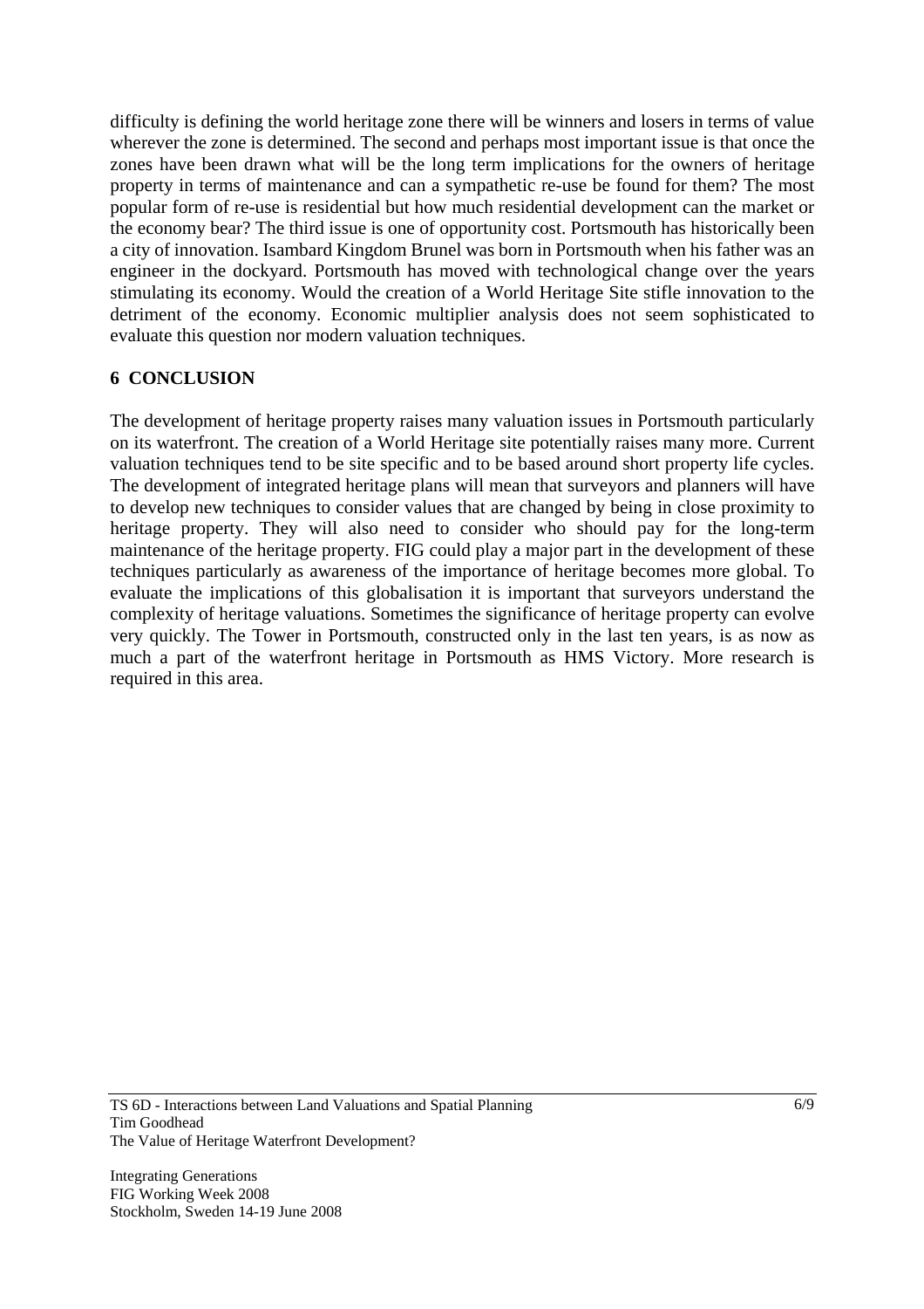difficulty is defining the world heritage zone there will be winners and losers in terms of value wherever the zone is determined. The second and perhaps most important issue is that once the zones have been drawn what will be the long term implications for the owners of heritage property in terms of maintenance and can a sympathetic re-use be found for them? The most popular form of re-use is residential but how much residential development can the market or the economy bear? The third issue is one of opportunity cost. Portsmouth has historically been a city of innovation. Isambard Kingdom Brunel was born in Portsmouth when his father was an engineer in the dockyard. Portsmouth has moved with technological change over the years stimulating its economy. Would the creation of a World Heritage Site stifle innovation to the detriment of the economy. Economic multiplier analysis does not seem sophisticated to evaluate this question nor modern valuation techniques.

## 6 CONCLUSION

The development of heritage property raises many valuation issues in Portsmouth particularly on its waterfront. The creation of a World Heritage site potentially raises many more. Current valuation techniques tend to be site specific and to be based around short property life cycles. The development of integrated heritage plans will mean that surveyors and planners will have to develop new techniques to consider values that are changed by being in close proximity to heritage property. They will also need to consider who should pay for the long-term maintenance of the heritage property. FIG could play a major part in the development of these techniques particularly as awareness of the importance of heritage becomes more global. To evaluate the implications of this globalisation it is important that surveyors understand the complexity of heritage valuations. Sometimes the significance of heritage property can evolve very quickly. The Tower in Portsmouth, constructed only in the last ten years, is as now as much a part of the waterfront heritage in Portsmouth as HMS Victory. More research is required in this area.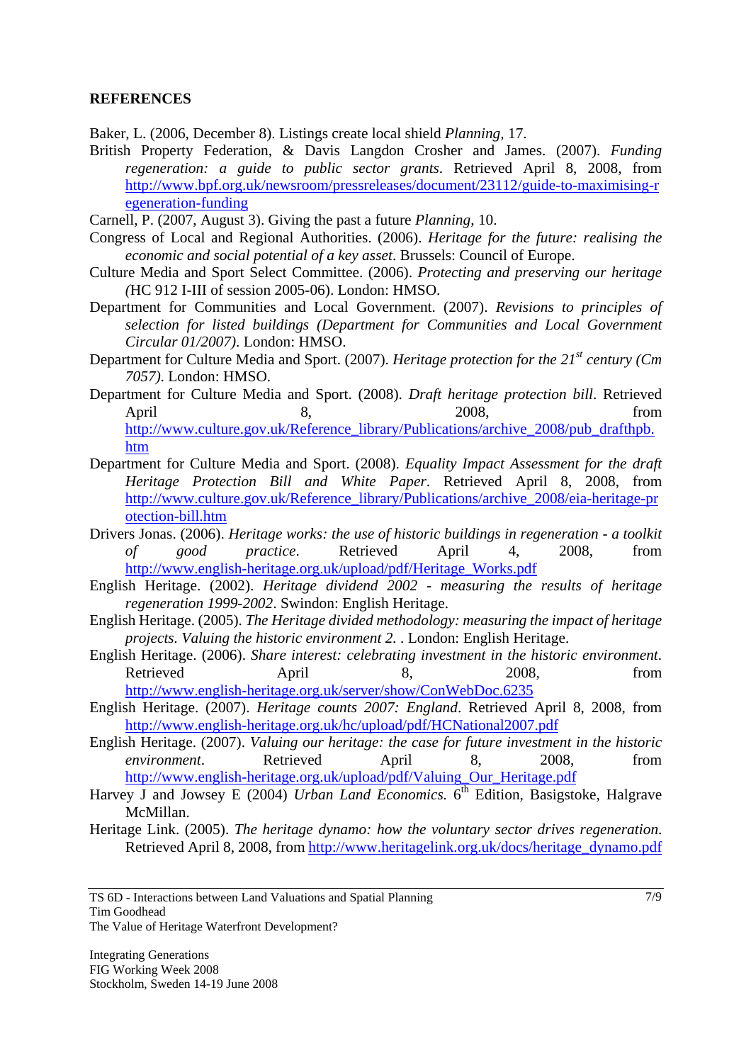**REFERENCES**

Baker, L. (2006, December 8). Listings create local shield *Planning,* 17.

British Property Federation, & Davis Langdon Crosher and James. (2007). *Funding regeneration: a guide to public sector grants*. Retrieved April 8, 2008, from http://www.bpf.org.uk/newsroom/pressreleases/document/23112/guide-to-maximising-regeneration-funding

Carnell, P. (2007, August 3). Giving the past a future *Planning,* 10.

Congress of Local and Regional Authorities. (2006). *Heritage for the future: realising the economic and social potential of a key asset*. Brussels: Council of Europe.

Culture Media and Sport Select Committee. (2006). *Protecting and preserving our heritage (*HC 912 I-III of session 2005-06). London: HMSO.

Department for Communities and Local Government. (2007). *Revisions to principles of selection for listed buildings (Department for Communities and Local Government Circular 01/2007)*. London: HMSO.

Department for Culture Media and Sport. (2007). *Heritage protection for the 21st century (Cm 7057).* London: HMSO.

Department for Culture Media and Sport. (2008). *Draft heritage protection bill*. Retrieved April 8, 2008, from http://www.culture.gov.uk/Reference_library/Publications/archive_2008/pub_drafthpb.htm

Department for Culture Media and Sport. (2008). *Equality Impact Assessment for the draft Heritage Protection Bill and White Paper*. Retrieved April 8, 2008, from http://www.culture.gov.uk/Reference_library/Publications/archive_2008/eia-heritage-protection-bill.htm

Drivers Jonas. (2006). *Heritage works: the use of historic buildings in regeneration - a toolkit of good practice*. Retrieved April 4, 2008, from http://www.english-heritage.org.uk/upload/pdf/Heritage_Works.pdf

English Heritage. (2002). *Heritage dividend 2002 - measuring the results of heritage regeneration 1999-2002*. Swindon: English Heritage.

English Heritage. (2005). *The Heritage divided methodology: measuring the impact of heritage projects. Valuing the historic environment 2.* . London: English Heritage.

English Heritage. (2006). *Share interest: celebrating investment in the historic environment*. Retrieved April 8, 2008, from http://www.english-heritage.org.uk/server/show/ConWebDoc.6235

English Heritage. (2007). *Heritage counts 2007: England*. Retrieved April 8, 2008, from http://www.english-heritage.org.uk/hc/upload/pdf/HCNational2007.pdf

English Heritage. (2007). *Valuing our heritage: the case for future investment in the historic environment*. Retrieved April 8, 2008, from http://www.english-heritage.org.uk/upload/pdf/Valuing_Our_Heritage.pdf

Harvey J and Jowsey E (2004) *Urban Land Economics.* 6th Edition, Basigstoke, Halgrave McMillan.

Heritage Link. (2005). *The heritage dynamo: how the voluntary sector drives regeneration*. Retrieved April 8, 2008, from http://www.heritagelink.org.uk/docs/heritage_dynamo.pdf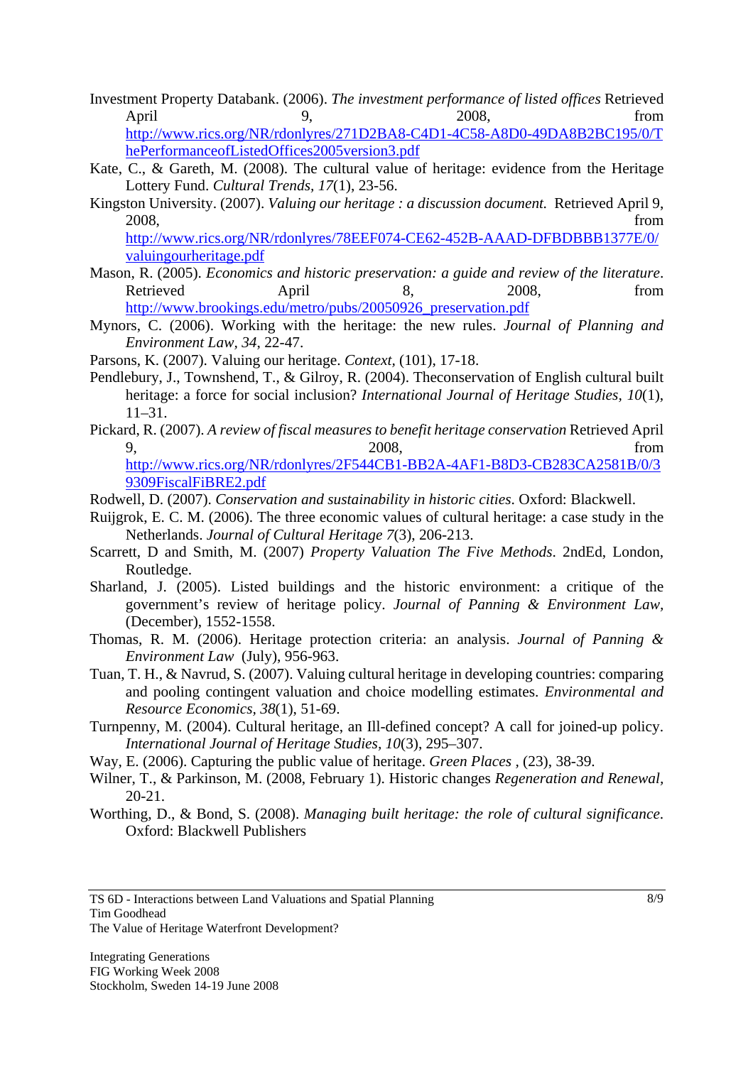Investment Property Databank. (2006). *The investment performance of listed offices* Retrieved April 9, 2008, from http://www.rics.org/NR/rdonlyres/271D2BA8-C4D1-4C58-A8D0-49DA8B2BC195/0/ThePerformanceofListedOffices2005version3.pdf

Kate, C., & Gareth, M. (2008). The cultural value of heritage: evidence from the Heritage Lottery Fund. *Cultural Trends, 17*(1), 23-56.

Kingston University. (2007). *Valuing our heritage : a discussion document.* Retrieved April 9, 2008, from http://www.rics.org/NR/rdonlyres/78EEF074-CE62-452B-AAAD-DFBDBBB1377E/0/valuingourheritage.pdf

Mason, R. (2005). *Economics and historic preservation: a guide and review of the literature*. Retrieved April 8, 2008, from http://www.brookings.edu/metro/pubs/20050926_preservation.pdf

Mynors, C. (2006). Working with the heritage: the new rules. *Journal of Planning and Environment Law, 34*, 22-47.

Parsons, K. (2007). Valuing our heritage. *Context*, (101), 17-18.

Pendlebury, J., Townshend, T., & Gilroy, R. (2004). Theconservation of English cultural built heritage: a force for social inclusion? *International Journal of Heritage Studies, 10*(1), 11–31.

Pickard, R. (2007). *A review of fiscal measures to benefit heritage conservation* Retrieved April 9, 2008, from http://www.rics.org/NR/rdonlyres/2F544CB1-BB2A-4AF1-B8D3-CB283CA2581B/0/39309FiscalFiBRE2.pdf

Rodwell, D. (2007). *Conservation and sustainability in historic cities*. Oxford: Blackwell.

Ruijgrok, E. C. M. (2006). The three economic values of cultural heritage: a case study in the Netherlands. *Journal of Cultural Heritage 7*(3), 206-213.

Scarrett, D and Smith, M. (2007) *Property Valuation The Five Methods*. 2ndEd, London, Routledge.

Sharland, J. (2005). Listed buildings and the historic environment: a critique of the government's review of heritage policy. *Journal of Panning & Environment Law*, (December), 1552-1558.

Thomas, R. M. (2006). Heritage protection criteria: an analysis. *Journal of Panning & Environment Law* (July), 956-963.

Tuan, T. H., & Navrud, S. (2007). Valuing cultural heritage in developing countries: comparing and pooling contingent valuation and choice modelling estimates. *Environmental and Resource Economics, 38*(1), 51-69.

Turnpenny, M. (2004). Cultural heritage, an Ill-defined concept? A call for joined-up policy. *International Journal of Heritage Studies, 10*(3), 295–307.

Way, E. (2006). Capturing the public value of heritage. *Green Places* , (23), 38-39.

Wilner, T., & Parkinson, M. (2008, February 1). Historic changes *Regeneration and Renewal,* 20-21.

Worthing, D., & Bond, S. (2008). *Managing built heritage: the role of cultural significance.* Oxford: Blackwell Publishers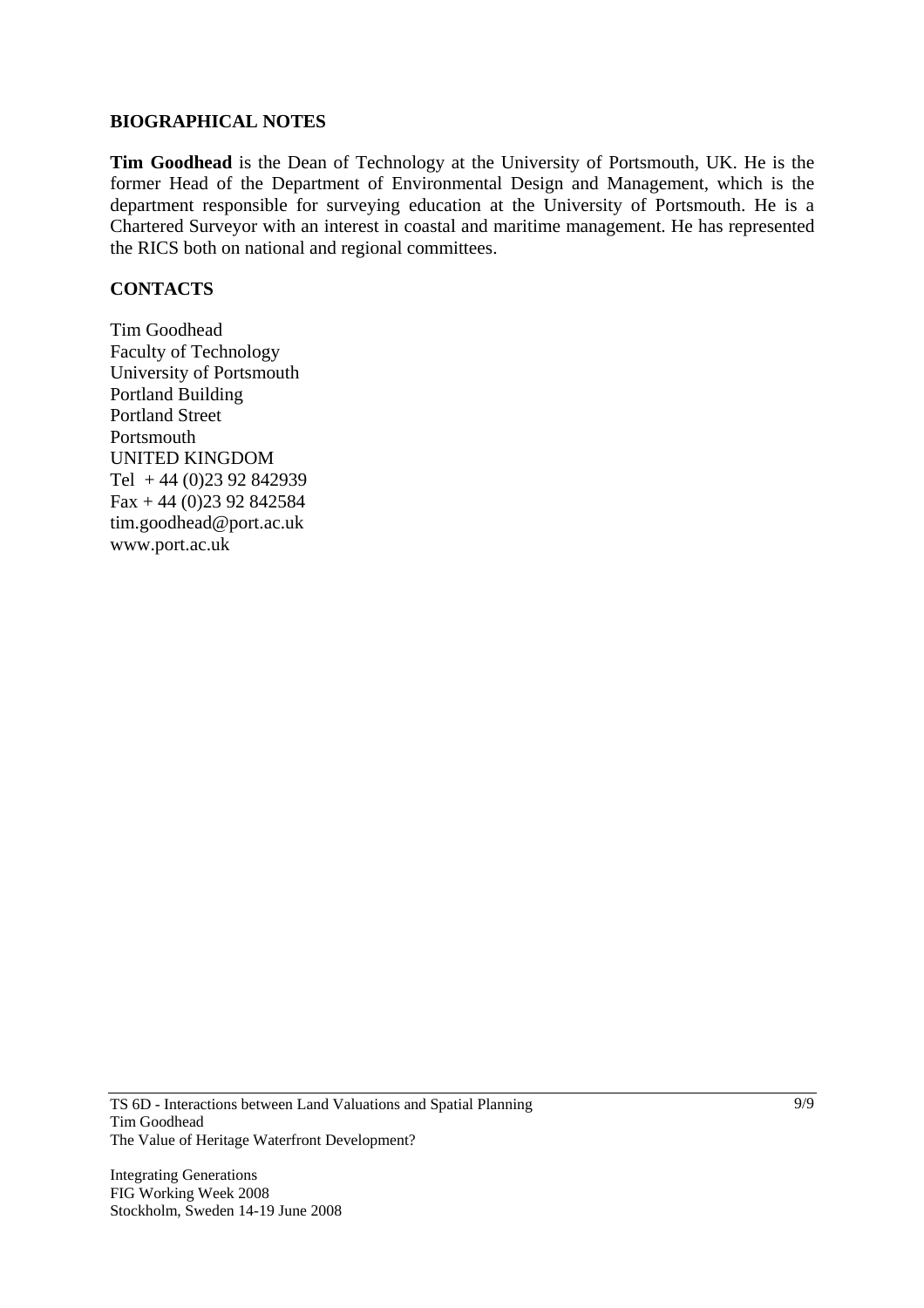## BIOGRAPHICAL NOTES

**Tim Goodhead** is the Dean of Technology at the University of Portsmouth, UK. He is the former Head of the Department of Environmental Design and Management, which is the department responsible for surveying education at the University of Portsmouth. He is a Chartered Surveyor with an interest in coastal and maritime management. He has represented the RICS both on national and regional committees.

## CONTACTS

Tim Goodhead  
Faculty of Technology  
University of Portsmouth  
Portland Building  
Portland Street  
Portsmouth  
UNITED KINGDOM  
Tel + 44 (0)23 92 842939  
Fax + 44 (0)23 92 842584  
tim.goodhead@port.ac.uk  
www.port.ac.uk